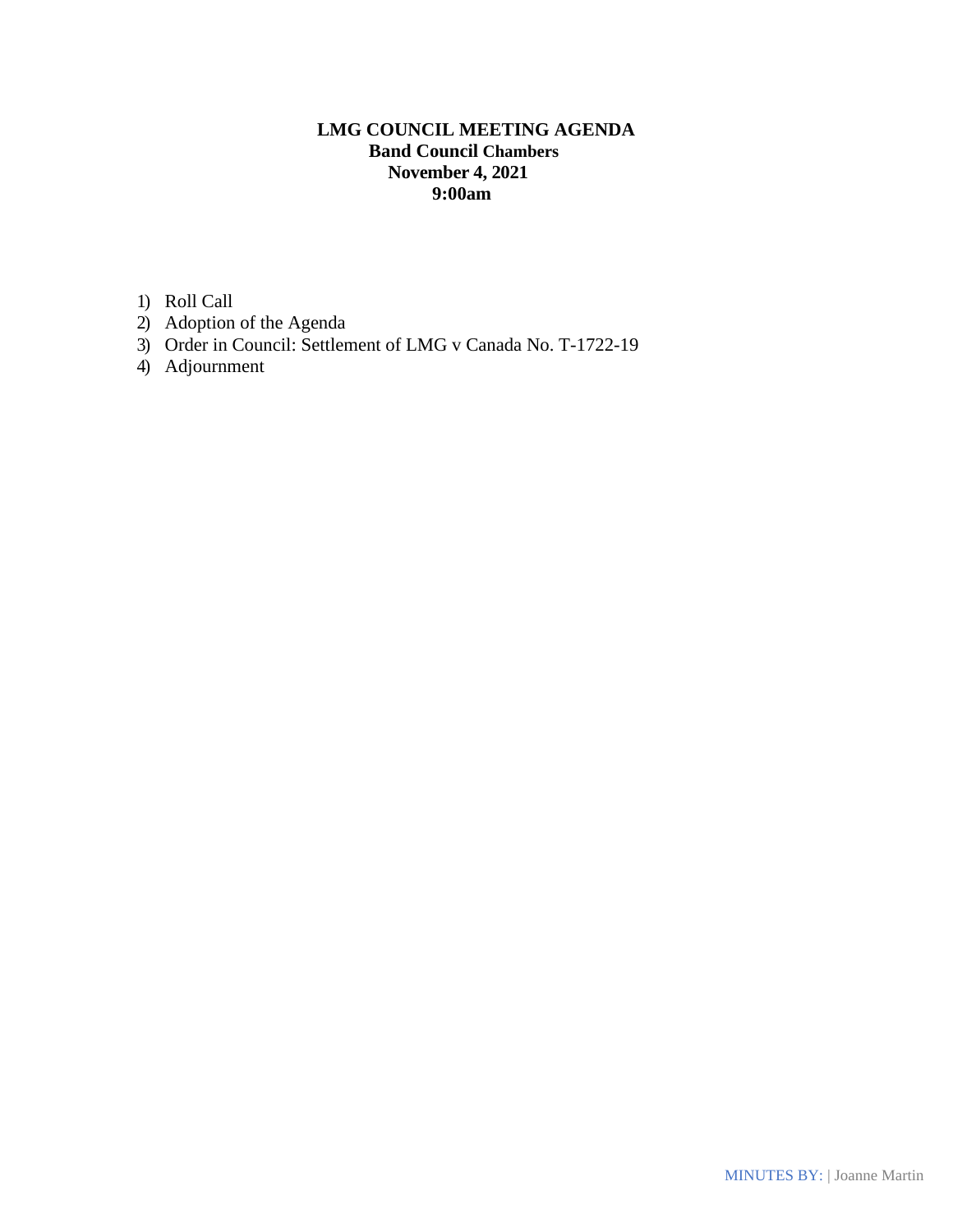# LMG COUNCIL MEETING AGENDA

**Band Council Chambers**
**November 4, 2021**
**9:00am**

1) Roll Call
2) Adoption of the Agenda
3) Order in Council: Settlement of LMG v Canada No. T-1722-19
4) Adjournment

MINUTES BY: | Joanne Martin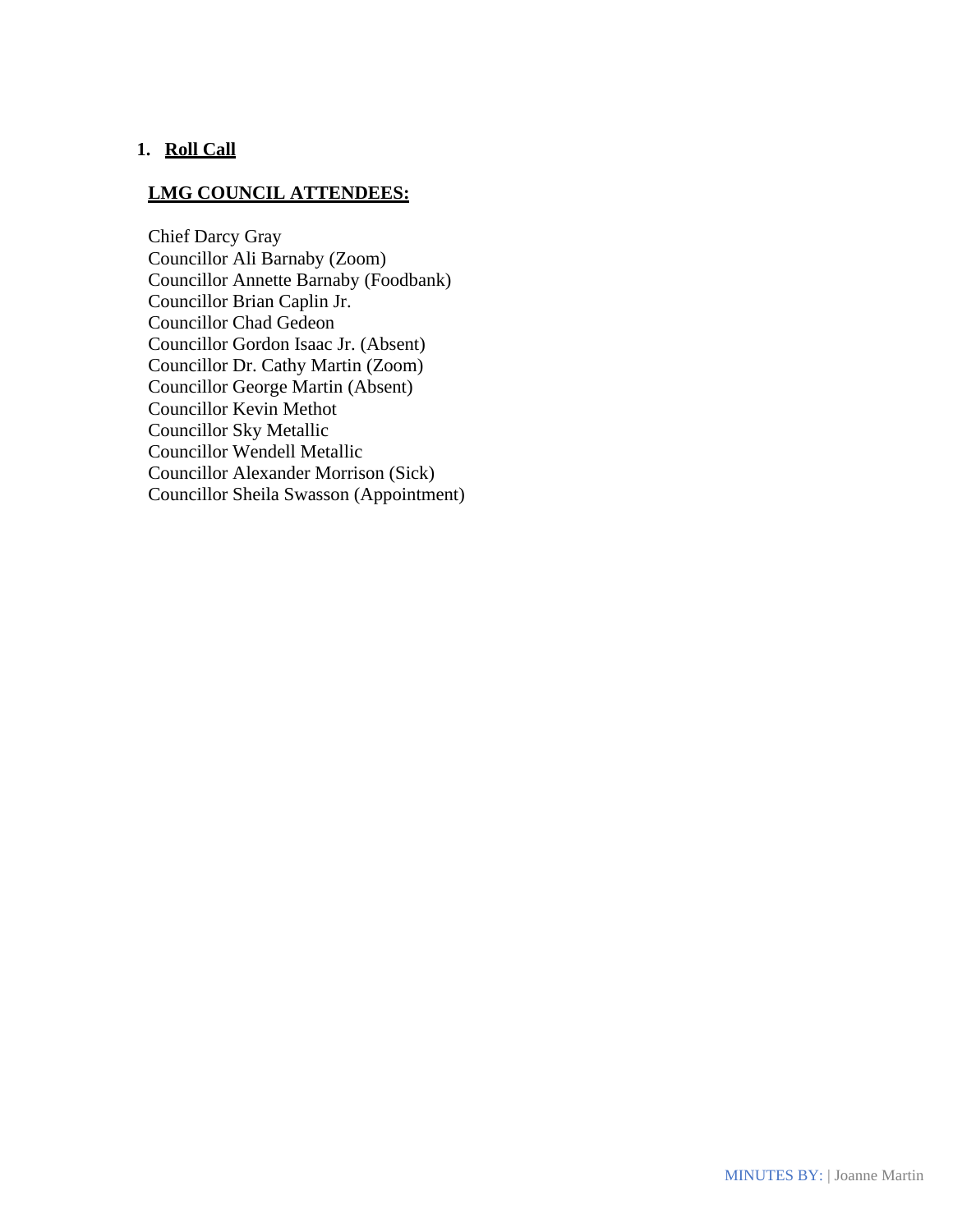## 1. Roll Call

### LMG COUNCIL ATTENDEES:

Chief Darcy Gray
Councillor Ali Barnaby (Zoom)
Councillor Annette Barnaby (Foodbank)
Councillor Brian Caplin Jr.
Councillor Chad Gedeon
Councillor Gordon Isaac Jr. (Absent)
Councillor Dr. Cathy Martin (Zoom)
Councillor George Martin (Absent)
Councillor Kevin Methot
Councillor Sky Metallic
Councillor Wendell Metallic
Councillor Alexander Morrison (Sick)
Councillor Sheila Swasson (Appointment)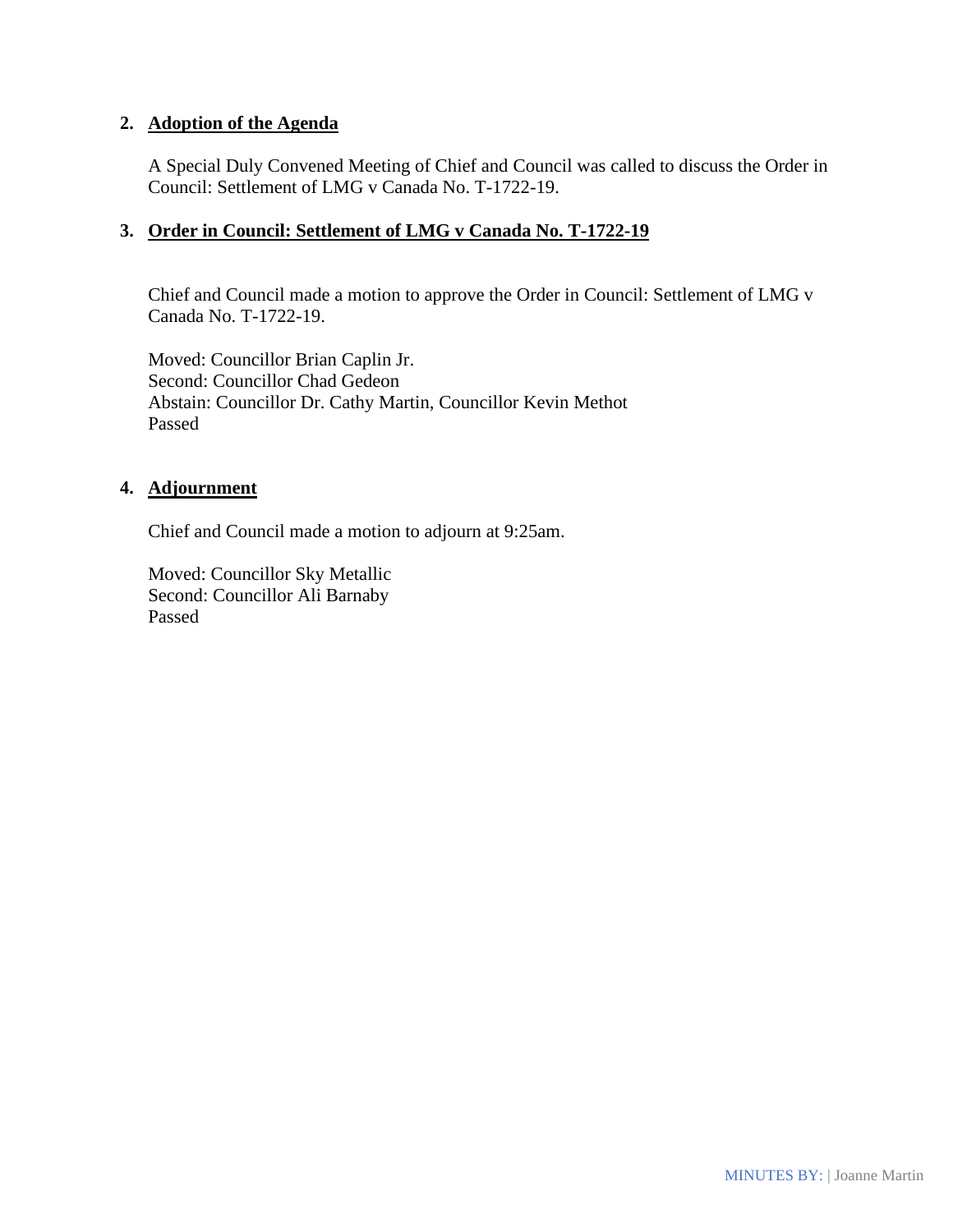## 2. Adoption of the Agenda

A Special Duly Convened Meeting of Chief and Council was called to discuss the Order in Council: Settlement of LMG v Canada No. T-1722-19.

## 3. Order in Council: Settlement of LMG v Canada No. T-1722-19

Chief and Council made a motion to approve the Order in Council: Settlement of LMG v Canada No. T-1722-19.

Moved: Councillor Brian Caplin Jr.
Second: Councillor Chad Gedeon
Abstain: Councillor Dr. Cathy Martin, Councillor Kevin Methot
Passed

## 4. Adjournment

Chief and Council made a motion to adjourn at 9:25am.

Moved: Councillor Sky Metallic
Second: Councillor Ali Barnaby
Passed

MINUTES BY: | Joanne Martin